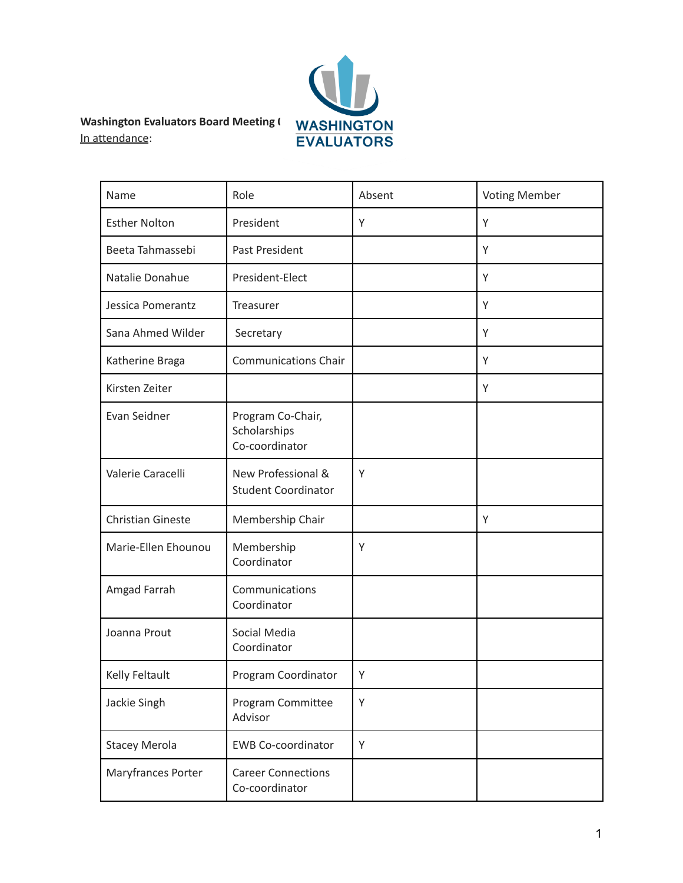**Washington Evaluators Board Meeting (**

In attendance:

| Name | Role | Absent | Voting Member |
|---|---|---|---|
| Esther Nolton | President | Y | Y |
| Beeta Tahmassebi | Past President | | Y |
| Natalie Donahue | President-Elect | | Y |
| Jessica Pomerantz | Treasurer | | Y |
| Sana Ahmed Wilder | Secretary | | Y |
| Katherine Braga | Communications Chair | | Y |
| Kirsten Zeiter | | | Y |
| Evan Seidner | Program Co-Chair, Scholarships Co-coordinator | | |
| Valerie Caracelli | New Professional & Student Coordinator | Y | |
| Christian Gineste | Membership Chair | | Y |
| Marie-Ellen Ehounou | Membership Coordinator | Y | |
| Amgad Farrah | Communications Coordinator | | |
| Joanna Prout | Social Media Coordinator | | |
| Kelly Feltault | Program Coordinator | Y | |
| Jackie Singh | Program Committee Advisor | Y | |
| Stacey Merola | EWB Co-coordinator | Y | |
| Maryfrances Porter | Career Connections Co-coordinator | | |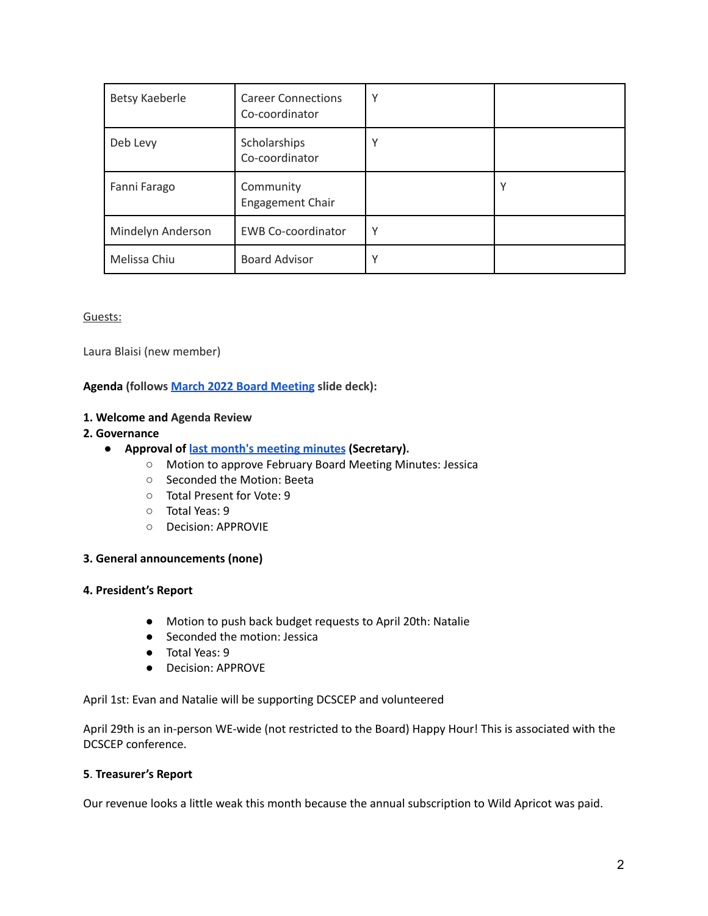| Betsy Kaeberle | Career Connections Co-coordinator | Y | |
|---|---|---|---|
| Deb Levy | Scholarships Co-coordinator | Y | |
| Fanni Farago | Community Engagement Chair | | Y |
| Mindelyn Anderson | EWB Co-coordinator | Y | |
| Melissa Chiu | Board Advisor | Y | |

Guests:

Laura Blaisi (new member)

**Agenda (follows [March 2022 Board Meeting]() slide deck):**

**1. Welcome and Agenda Review**

**2. Governance**

- **Approval of [last month's meeting minutes]() (Secretary).**
  - Motion to approve February Board Meeting Minutes: Jessica
  - Seconded the Motion: Beeta
  - Total Present for Vote: 9
  - Total Yeas: 9
  - Decision: APPROVIE

**3. General announcements (none)**

**4. President's Report**

- Motion to push back budget requests to April 20th: Natalie
- Seconded the motion: Jessica
- Total Yeas: 9
- Decision: APPROVE

April 1st: Evan and Natalie will be supporting DCSCEP and volunteered

April 29th is an in-person WE-wide (not restricted to the Board) Happy Hour! This is associated with the DCSCEP conference.

**5. Treasurer's Report**

Our revenue looks a little weak this month because the annual subscription to Wild Apricot was paid.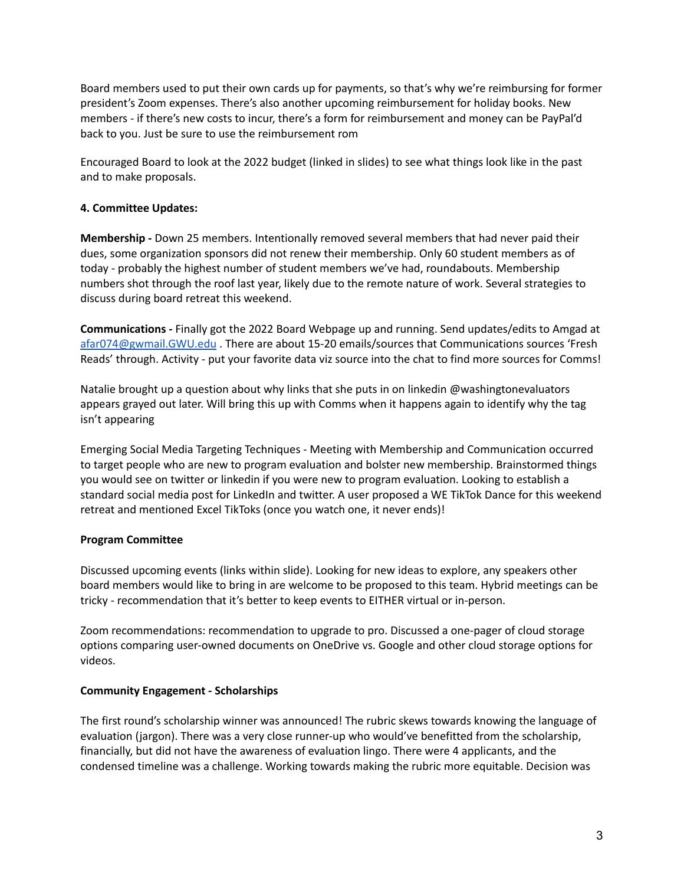Board members used to put their own cards up for payments, so that's why we're reimbursing for former president's Zoom expenses. There's also another upcoming reimbursement for holiday books. New members - if there's new costs to incur, there's a form for reimbursement and money can be PayPal'd back to you. Just be sure to use the reimbursement rom

Encouraged Board to look at the 2022 budget (linked in slides) to see what things look like in the past and to make proposals.

**4. Committee Updates:**

**Membership -** Down 25 members. Intentionally removed several members that had never paid their dues, some organization sponsors did not renew their membership. Only 60 student members as of today - probably the highest number of student members we've had, roundabouts. Membership numbers shot through the roof last year, likely due to the remote nature of work. Several strategies to discuss during board retreat this weekend.

**Communications -** Finally got the 2022 Board Webpage up and running. Send updates/edits to Amgad at afar074@gwmail.GWU.edu . There are about 15-20 emails/sources that Communications sources 'Fresh Reads' through. Activity - put your favorite data viz source into the chat to find more sources for Comms!

Natalie brought up a question about why links that she puts in on linkedin @washingtonevaluators appears grayed out later. Will bring this up with Comms when it happens again to identify why the tag isn't appearing

Emerging Social Media Targeting Techniques - Meeting with Membership and Communication occurred to target people who are new to program evaluation and bolster new membership. Brainstormed things you would see on twitter or linkedin if you were new to program evaluation. Looking to establish a standard social media post for LinkedIn and twitter. A user proposed a WE TikTok Dance for this weekend retreat and mentioned Excel TikToks (once you watch one, it never ends)!

**Program Committee**

Discussed upcoming events (links within slide). Looking for new ideas to explore, any speakers other board members would like to bring in are welcome to be proposed to this team. Hybrid meetings can be tricky - recommendation that it's better to keep events to EITHER virtual or in-person.

Zoom recommendations: recommendation to upgrade to pro. Discussed a one-pager of cloud storage options comparing user-owned documents on OneDrive vs. Google and other cloud storage options for videos.

**Community Engagement - Scholarships**

The first round's scholarship winner was announced! The rubric skews towards knowing the language of evaluation (jargon). There was a very close runner-up who would've benefitted from the scholarship, financially, but did not have the awareness of evaluation lingo. There were 4 applicants, and the condensed timeline was a challenge. Working towards making the rubric more equitable. Decision was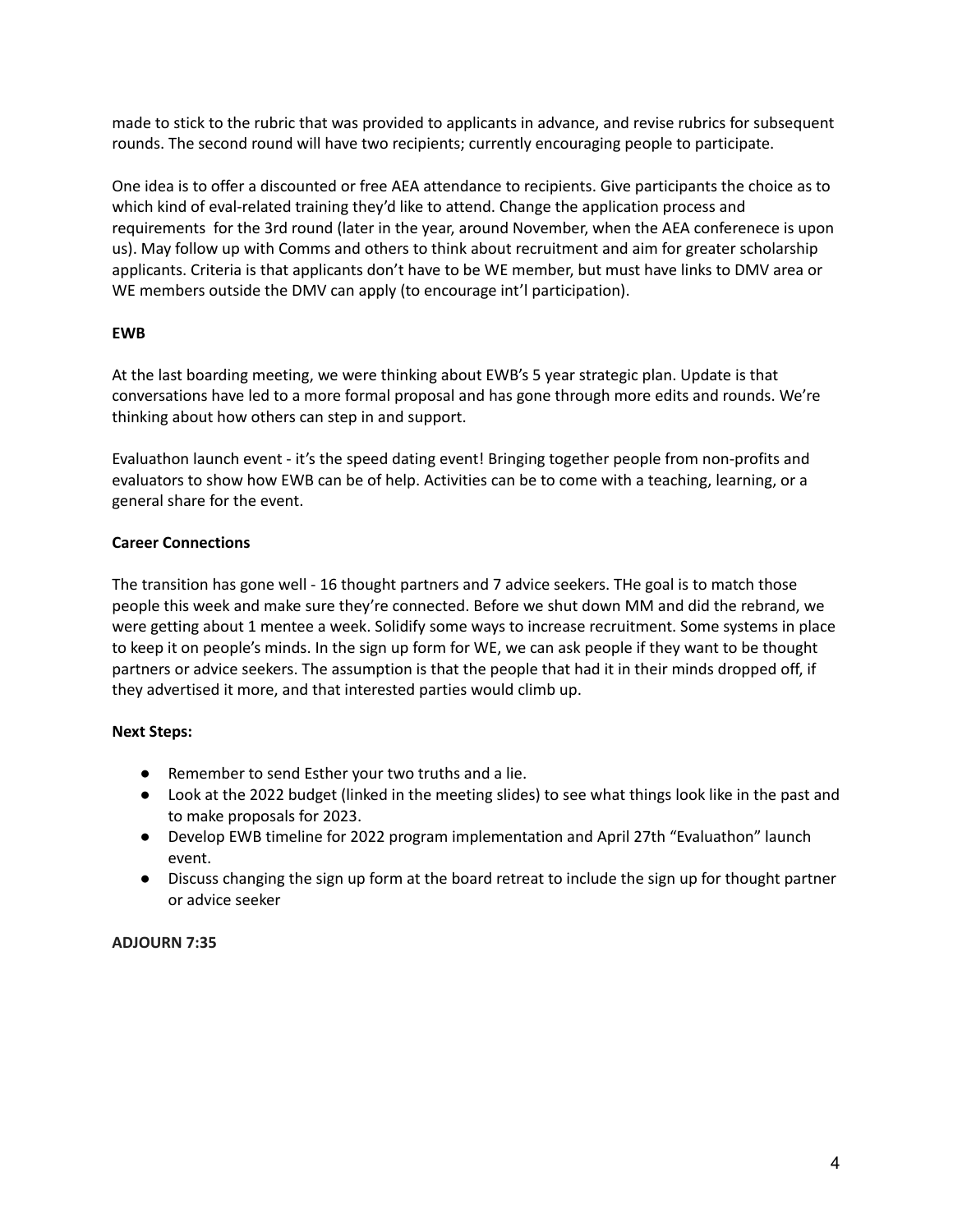made to stick to the rubric that was provided to applicants in advance, and revise rubrics for subsequent rounds. The second round will have two recipients; currently encouraging people to participate.

One idea is to offer a discounted or free AEA attendance to recipients. Give participants the choice as to which kind of eval-related training they'd like to attend. Change the application process and requirements for the 3rd round (later in the year, around November, when the AEA conferenece is upon us). May follow up with Comms and others to think about recruitment and aim for greater scholarship applicants. Criteria is that applicants don't have to be WE member, but must have links to DMV area or WE members outside the DMV can apply (to encourage int'l participation).

**EWB**

At the last boarding meeting, we were thinking about EWB's 5 year strategic plan. Update is that conversations have led to a more formal proposal and has gone through more edits and rounds. We're thinking about how others can step in and support.

Evaluathon launch event - it's the speed dating event! Bringing together people from non-profits and evaluators to show how EWB can be of help. Activities can be to come with a teaching, learning, or a general share for the event.

**Career Connections**

The transition has gone well - 16 thought partners and 7 advice seekers. THe goal is to match those people this week and make sure they're connected. Before we shut down MM and did the rebrand, we were getting about 1 mentee a week. Solidify some ways to increase recruitment. Some systems in place to keep it on people's minds. In the sign up form for WE, we can ask people if they want to be thought partners or advice seekers. The assumption is that the people that had it in their minds dropped off, if they advertised it more, and that interested parties would climb up.

**Next Steps:**

- Remember to send Esther your two truths and a lie.
- Look at the 2022 budget (linked in the meeting slides) to see what things look like in the past and to make proposals for 2023.
- Develop EWB timeline for 2022 program implementation and April 27th "Evaluathon" launch event.
- Discuss changing the sign up form at the board retreat to include the sign up for thought partner or advice seeker

**ADJOURN 7:35**